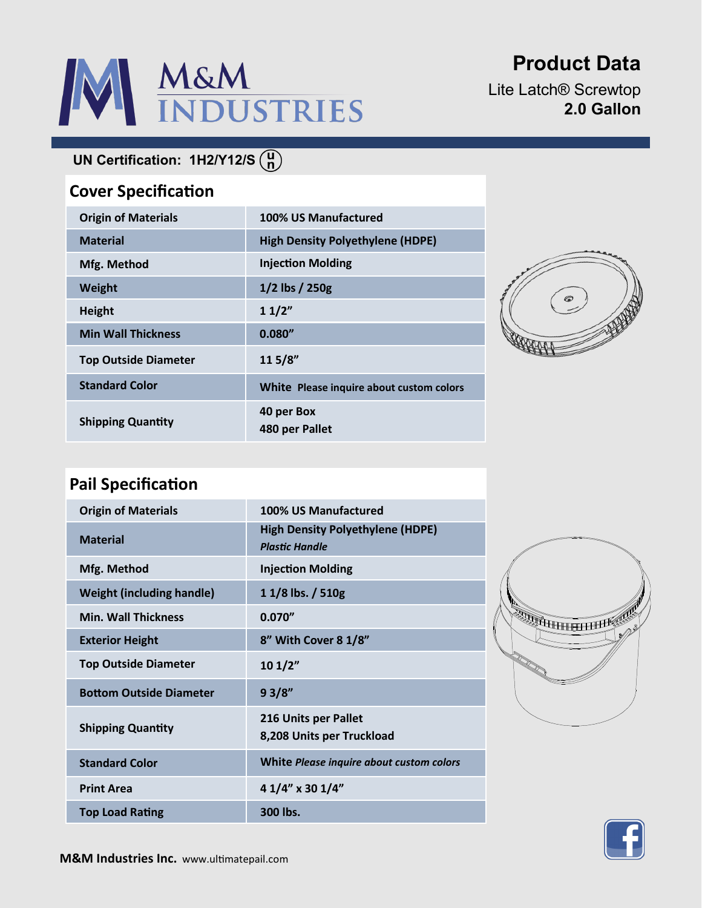# M&M INDUSTRIES

## Product Data

Lite Latch® Screwtop
**2.0 Gallon**

**UN Certification: 1H2/Y12/S**

## Cover Specification

| | |
|---|---|
| Origin of Materials | 100% US Manufactured |
| Material | High Density Polyethylene (HDPE) |
| Mfg. Method | Injection Molding |
| Weight | 1/2 lbs / 250g |
| Height | 1 1/2" |
| Min Wall Thickness | 0.080" |
| Top Outside Diameter | 11 5/8" |
| Standard Color | White Please inquire about custom colors |
| Shipping Quantity | 40 per Box<br>480 per Pallet |

## Pail Specification

| | |
|---|---|
| Origin of Materials | 100% US Manufactured |
| Material | High Density Polyethylene (HDPE)<br>*Plastic Handle* |
| Mfg. Method | Injection Molding |
| Weight (including handle) | 1 1/8 lbs. / 510g |
| Min. Wall Thickness | 0.070" |
| Exterior Height | 8" With Cover 8 1/8" |
| Top Outside Diameter | 10 1/2" |
| Bottom Outside Diameter | 9 3/8" |
| Shipping Quantity | 216 Units per Pallet<br>8,208 Units per Truckload |
| Standard Color | White *Please inquire about custom colors* |
| Print Area | 4 1/4" x 30 1/4" |
| Top Load Rating | 300 lbs. |

**M&M Industries Inc.** www.ultimatepail.com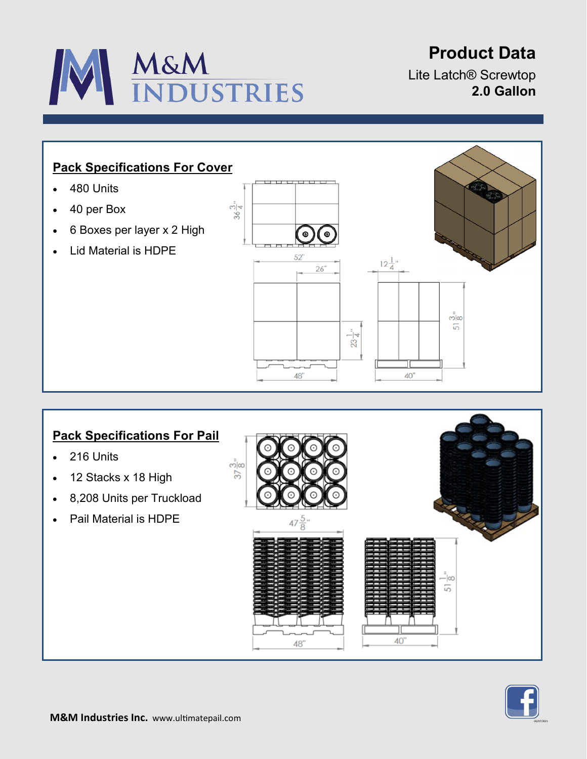# Product Data

Lite Latch® Screwtop
**2.0 Gallon**

## Pack Specifications For Cover

- 480 Units
- 40 per Box
- 6 Boxes per layer x 2 High
- Lid Material is HDPE

$36\frac{3}{4}$"

52"

26"

$12\frac{1}{4}$"

$23\frac{1}{4}$"

$51\frac{3}{8}$"

48"

40"

## Pack Specifications For Pail

- 216 Units
- 12 Stacks x 18 High
- 8,208 Units per Truckload
- Pail Material is HDPE

$37\frac{3}{8}$"

$47\frac{5}{8}$"

$51\frac{1}{8}$"

48"

40"

**M&M Industries Inc.** www.ultimatepail.com